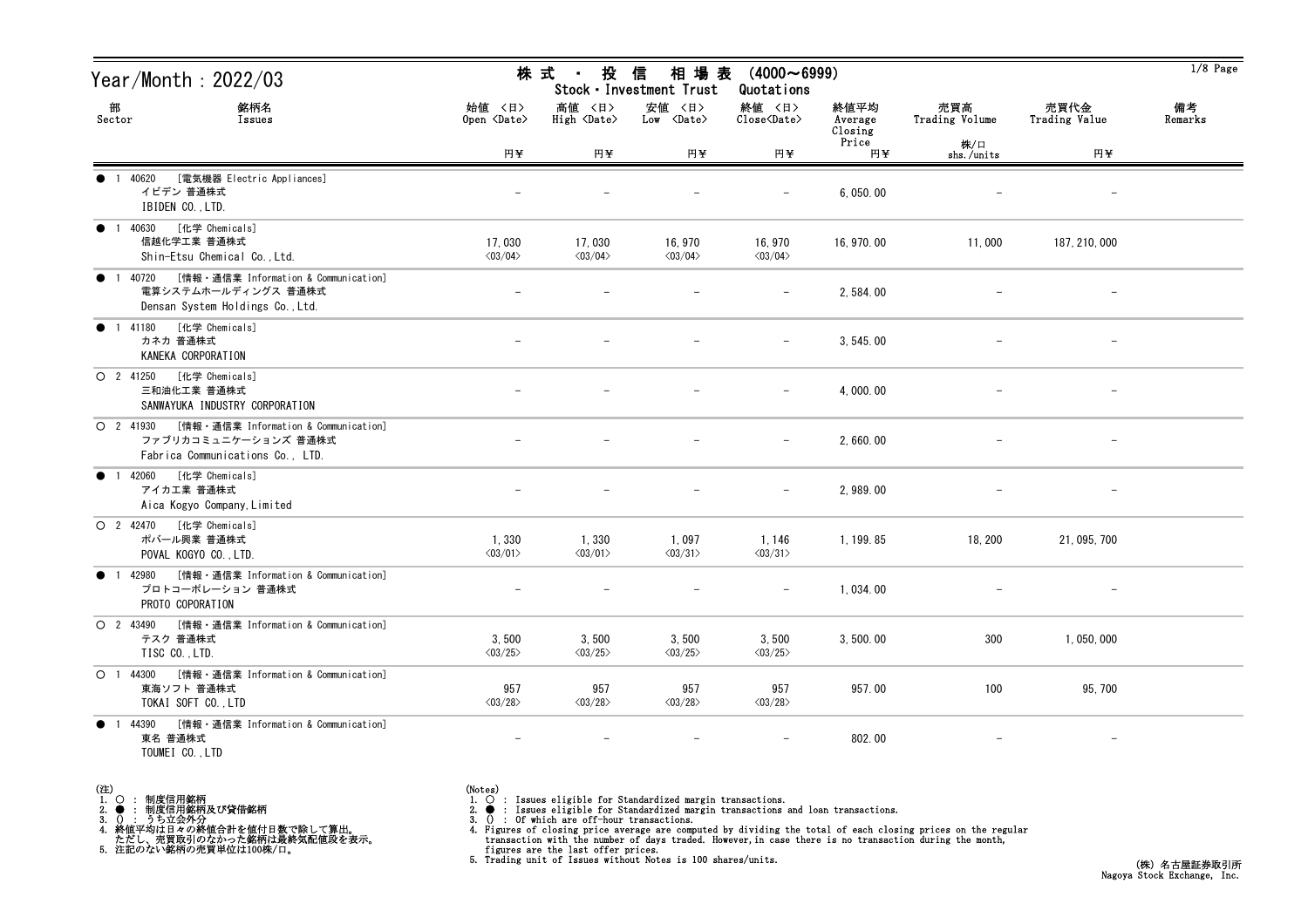# Year/Month : 2022/03

## 株式・投信 相場表 (4000～6999)
## Stock・Investment Trust Quotations

| 部 Sector | 銘柄名 Issues | 始値 〈日〉 Open 〈Date〉 円¥ | 高値 〈日〉 High 〈Date〉 円¥ | 安値 〈日〉 Low 〈Date〉 円¥ | 終値 〈日〉 Close〈Date〉 円¥ | 終値平均 Average Closing Price 円¥ | 売買高 Trading Volume 株/口 shs./units | 売買代金 Trading Value 円¥ | 備考 Remarks |
|---|---|---|---|---|---|---|---|---|---|
| ● 1 40620 | [電気機器 Electric Appliances] イビデン 普通株式 IBIDEN CO.,LTD. | － | － | － | － | 6,050.00 | － | － | |
| ● 1 40630 | [化学 Chemicals] 信越化学工業 普通株式 Shin-Etsu Chemical Co.,Ltd. | 17,030 〈03/04〉 | 17,030 〈03/04〉 | 16,970 〈03/04〉 | 16,970 〈03/04〉 | 16,970.00 | 11,000 | 187,210,000 | |
| ● 1 40720 | [情報・通信業 Information & Communication] 電算システムホールディングス 普通株式 Densan System Holdings Co.,Ltd. | － | － | － | － | 2,584.00 | － | － | |
| ● 1 41180 | [化学 Chemicals] カネカ 普通株式 KANEKA CORPORATION | － | － | － | － | 3,545.00 | － | － | |
| ○ 2 41250 | [化学 Chemicals] 三和油化工業 普通株式 SANWAYUKA INDUSTRY CORPORATION | － | － | － | － | 4,000.00 | － | － | |
| ○ 2 41930 | [情報・通信業 Information & Communication] ファブリカコミュニケーションズ 普通株式 Fabrica Communications Co., LTD. | － | － | － | － | 2,660.00 | － | － | |
| ● 1 42060 | [化学 Chemicals] アイカ工業 普通株式 Aica Kogyo Company,Limited | － | － | － | － | 2,989.00 | － | － | |
| ○ 2 42470 | [化学 Chemicals] ポバール興業 普通株式 POVAL KOGYO CO.,LTD. | 1,330 〈03/01〉 | 1,330 〈03/01〉 | 1,097 〈03/31〉 | 1,146 〈03/31〉 | 1,199.85 | 18,200 | 21,095,700 | |
| ● 1 42980 | [情報・通信業 Information & Communication] プロトコーポレーション 普通株式 PROTO COPORATION | － | － | － | － | 1,034.00 | － | － | |
| ○ 2 43490 | [情報・通信業 Information & Communication] テスク 普通株式 TISC CO.,LTD. | 3,500 〈03/25〉 | 3,500 〈03/25〉 | 3,500 〈03/25〉 | 3,500 〈03/25〉 | 3,500.00 | 300 | 1,050,000 | |
| ○ 1 44300 | [情報・通信業 Information & Communication] 東海ソフト 普通株式 TOKAI SOFT CO.,LTD | 957 〈03/28〉 | 957 〈03/28〉 | 957 〈03/28〉 | 957 〈03/28〉 | 957.00 | 100 | 95,700 | |
| ● 1 44390 | [情報・通信業 Information & Communication] 東名 普通株式 TOUMEI CO.,LTD | － | － | － | － | 802.00 | － | － | |

(注)
1. ○ ： 制度信用銘柄
2. ● ： 制度信用銘柄及び貸借銘柄
3. () ： うち立会外分
4. 終値平均は日々の終値合計を値付日数で除して算出。
   ただし、売買取引のなかった銘柄は最終気配値段を表示。
5. 注記のない銘柄の売買単位は100株/口。

(Notes)
1. ○ : Issues eligible for Standardized margin transactions.
2. ● : Issues eligible for Standardized margin transactions and loan transactions.
3. () : Of which are off-hour transactions.
4. Figures of closing price average are computed by dividing the total of each closing prices on the regular transaction with the number of days traded. However, in case there is no transaction during the month, figures are the last offer prices.
5. Trading unit of Issues without Notes is 100 shares/units.

(株) 名古屋証券取引所
Nagoya Stock Exchange, Inc.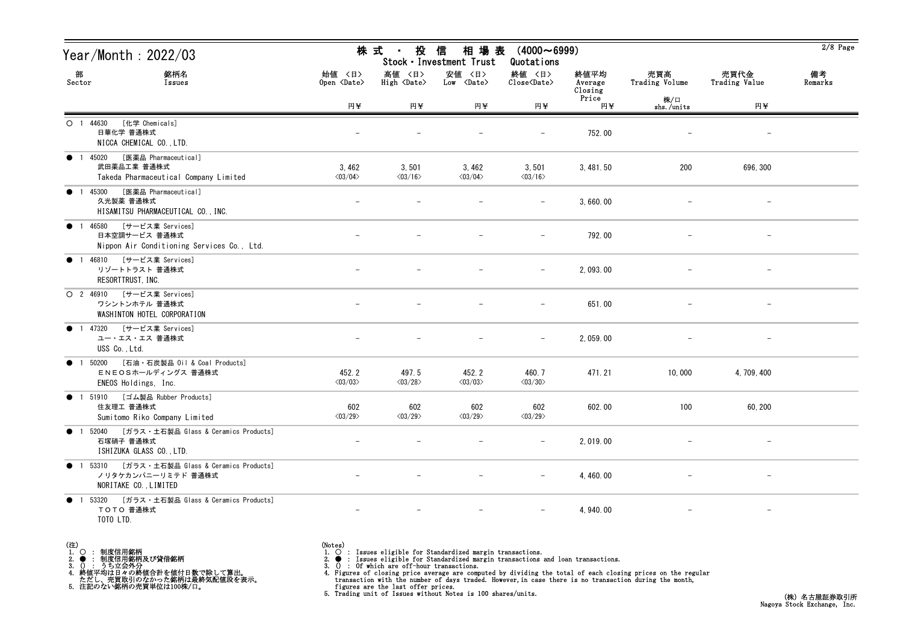# Year/Month : 2022/03

## 株式・投信 相場表 (4000～6999)
Stock・Investment Trust Quotations

| 部 Sector | 銘柄名 Issues | 始値 〈日〉 Open 〈Date〉 円¥ | 高値 〈日〉 High 〈Date〉 円¥ | 安値 〈日〉 Low 〈Date〉 円¥ | 終値 〈日〉 Close〈Date〉 円¥ | 終値平均 Average Closing Price 円¥ | 売買高 Trading Volume 株/口 shs./units | 売買代金 Trading Value 円¥ | 備考 Remarks |
|---|---|---|---|---|---|---|---|---|---|
| ○ 1 44630 | [化学 Chemicals] 日華化学 普通株式 NICCA CHEMICAL CO.,LTD. | － | － | － | － | 752.00 | － | － | |
| ● 1 45020 | [医薬品 Pharmaceutical] 武田薬品工業 普通株式 Takeda Pharmaceutical Company Limited | 3,462 〈03/04〉 | 3,501 〈03/16〉 | 3,462 〈03/04〉 | 3,501 〈03/16〉 | 3,481.50 | 200 | 696,300 | |
| ● 1 45300 | [医薬品 Pharmaceutical] 久光製薬 普通株式 HISAMITSU PHARMACEUTICAL CO.,INC. | － | － | － | － | 3,660.00 | － | － | |
| ● 1 46580 | [サービス業 Services] 日本空調サービス 普通株式 Nippon Air Conditioning Services Co., Ltd. | － | － | － | － | 792.00 | － | － | |
| ● 1 46810 | [サービス業 Services] リゾートトラスト 普通株式 RESORTTRUST,INC. | － | － | － | － | 2,093.00 | － | － | |
| ○ 2 46910 | [サービス業 Services] ワシントンホテル 普通株式 WASHINTON HOTEL CORPORATION | － | － | － | － | 651.00 | － | － | |
| ● 1 47320 | [サービス業 Services] ユー・エス・エス 普通株式 USS Co.,Ltd. | － | － | － | － | 2,059.00 | － | － | |
| ● 1 50200 | [石油・石炭製品 Oil & Coal Products] ＥＮＥＯＳホールディングス 普通株式 ENEOS Holdings, Inc. | 452.2 〈03/03〉 | 497.5 〈03/28〉 | 452.2 〈03/03〉 | 460.7 〈03/30〉 | 471.21 | 10,000 | 4,709,400 | |
| ● 1 51910 | [ゴム製品 Rubber Products] 住友理工 普通株式 Sumitomo Riko Company Limited | 602 〈03/29〉 | 602 〈03/29〉 | 602 〈03/29〉 | 602 〈03/29〉 | 602.00 | 100 | 60,200 | |
| ● 1 52040 | [ガラス・土石製品 Glass & Ceramics Products] 石塚硝子 普通株式 ISHIZUKA GLASS CO.,LTD. | － | － | － | － | 2,019.00 | － | － | |
| ● 1 53310 | [ガラス・土石製品 Glass & Ceramics Products] ノリタケカンパニーリミテド 普通株式 NORITAKE CO.,LIMITED | － | － | － | － | 4,460.00 | － | － | |
| ● 1 53320 | [ガラス・土石製品 Glass & Ceramics Products] ＴＯＴＯ 普通株式 TOTO LTD. | － | － | － | － | 4,940.00 | － | － | |

(注)
1. ○ : 制度信用銘柄
2. ● : 制度信用銘柄及び貸借銘柄
3. () : うち立会外分
4. 終値平均は日々の終値合計を値付日数で除して算出。
   ただし、売買取引のなかった銘柄は最終気配値段を表示。
5. 注記のない銘柄の売買単位は100株/口。

(Notes)
1. ○ : Issues eligible for Standardized margin transactions.
2. ● : Issues eligible for Standardized margin transactions and loan transactions.
3. () : Of which are off-hour transactions.
4. Figures of closing price average are computed by dividing the total of each closing prices on the regular transaction with the number of days traded. However, in case there is no transaction during the month, figures are the last offer prices.
5. Trading unit of Issues without Notes is 100 shares/units.

(株) 名古屋証券取引所
Nagoya Stock Exchange, Inc.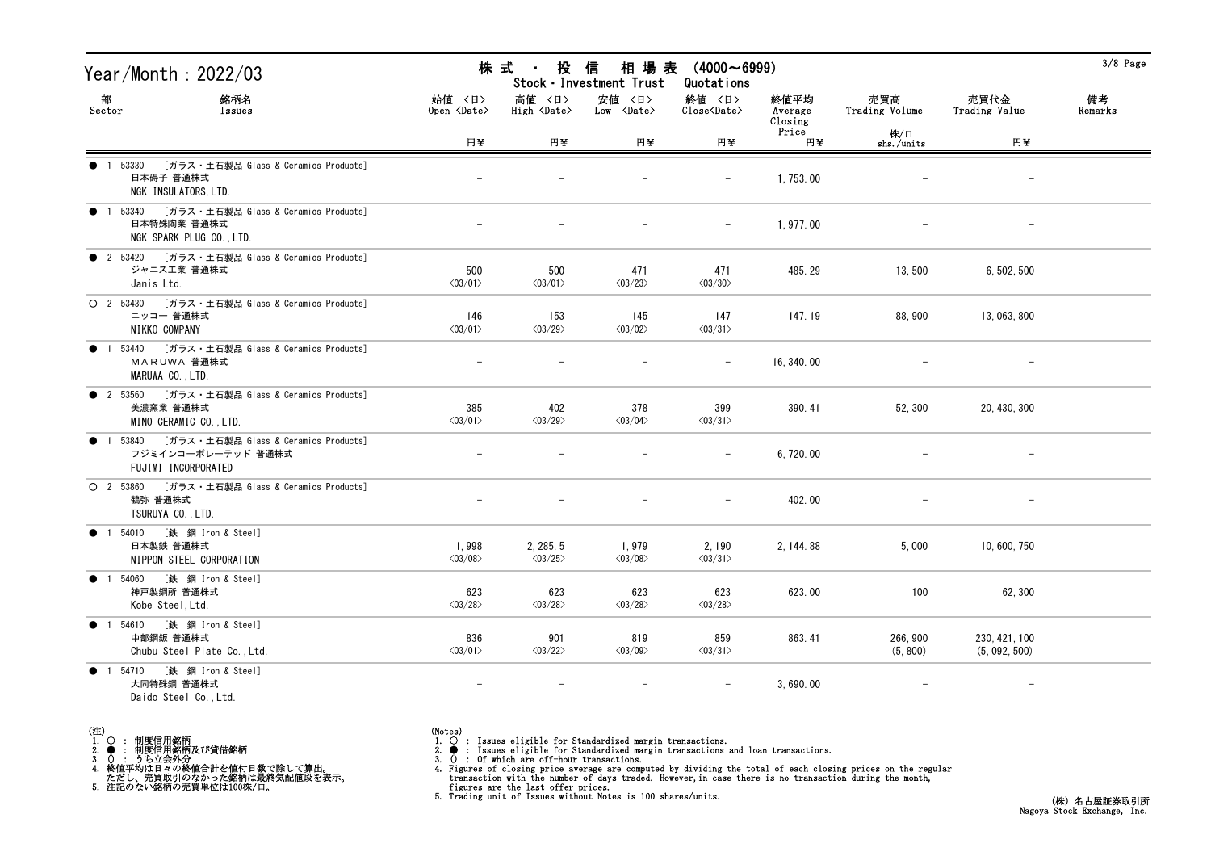# Year/Month : 2022/03

## 株式 ・ 投信 相場表 (4000～6999)
## Stock・Investment Trust Quotations

| 部 Sector | 銘柄名 Issues | 始値 〈日〉 Open 〈Date〉 円¥ | 高値 〈日〉 High 〈Date〉 円¥ | 安値 〈日〉 Low 〈Date〉 円¥ | 終値 〈日〉 Close〈Date〉 円¥ | 終値平均 Average Closing Price 円¥ | 売買高 Trading Volume 株/口 shs./units | 売買代金 Trading Value 円¥ | 備考 Remarks |
|---|---|---|---|---|---|---|---|---|---|
| ● 1 53330 | [ガラス・土石製品 Glass & Ceramics Products] 日本碍子 普通株式 NGK INSULATORS,LTD. | - | - | - | - | 1,753.00 | - | - | |
| ● 1 53340 | [ガラス・土石製品 Glass & Ceramics Products] 日本特殊陶業 普通株式 NGK SPARK PLUG CO.,LTD. | - | - | - | - | 1,977.00 | - | - | |
| ● 2 53420 | [ガラス・土石製品 Glass & Ceramics Products] ジャニス工業 普通株式 Janis Ltd. | 500 〈03/01〉 | 500 〈03/01〉 | 471 〈03/23〉 | 471 〈03/30〉 | 485.29 | 13,500 | 6,502,500 | |
| ○ 2 53430 | [ガラス・土石製品 Glass & Ceramics Products] ニッコー 普通株式 NIKKO COMPANY | 146 〈03/01〉 | 153 〈03/29〉 | 145 〈03/02〉 | 147 〈03/31〉 | 147.19 | 88,900 | 13,063,800 | |
| ● 1 53440 | [ガラス・土石製品 Glass & Ceramics Products] ＭＡＲＵＷＡ 普通株式 MARUWA CO.,LTD. | - | - | - | - | 16,340.00 | - | - | |
| ● 2 53560 | [ガラス・土石製品 Glass & Ceramics Products] 美濃窯業 普通株式 MINO CERAMIC CO.,LTD. | 385 〈03/01〉 | 402 〈03/29〉 | 378 〈03/04〉 | 399 〈03/31〉 | 390.41 | 52,300 | 20,430,300 | |
| ● 1 53840 | [ガラス・土石製品 Glass & Ceramics Products] フジミインコーポレーテッド 普通株式 FUJIMI INCORPORATED | - | - | - | - | 6,720.00 | - | - | |
| ○ 2 53860 | [ガラス・土石製品 Glass & Ceramics Products] 鶴弥 普通株式 TSURUYA CO.,LTD. | - | - | - | - | 402.00 | - | - | |
| ● 1 54010 | [鉄 鋼 Iron & Steel] 日本製鉄 普通株式 NIPPON STEEL CORPORATION | 1,998 〈03/08〉 | 2,285.5 〈03/25〉 | 1,979 〈03/08〉 | 2,190 〈03/31〉 | 2,144.88 | 5,000 | 10,600,750 | |
| ● 1 54060 | [鉄 鋼 Iron & Steel] 神戸製鋼所 普通株式 Kobe Steel,Ltd. | 623 〈03/28〉 | 623 〈03/28〉 | 623 〈03/28〉 | 623 〈03/28〉 | 623.00 | 100 | 62,300 | |
| ● 1 54610 | [鉄 鋼 Iron & Steel] 中部鋼鈑 普通株式 Chubu Steel Plate Co.,Ltd. | 836 〈03/01〉 | 901 〈03/22〉 | 819 〈03/09〉 | 859 〈03/31〉 | 863.41 | 266,900 (5,800) | 230,421,100 (5,092,500) | |
| ● 1 54710 | [鉄 鋼 Iron & Steel] 大同特殊鋼 普通株式 Daido Steel Co.,Ltd. | - | - | - | - | 3,690.00 | - | - | |

(注)
1. ○ : 制度信用銘柄
2. ● : 制度信用銘柄及び貸借銘柄
3. () : うち立会外分
4. 終値平均は日々の終値合計を値付日数で除して算出。
   ただし、売買取引のなかった銘柄は最終気配値段を表示。
5. 注記のない銘柄の売買単位は100株/口。

(Notes)
1. ○ : Issues eligible for Standardized margin transactions.
2. ● : Issues eligible for Standardized margin transactions and loan transactions.
3. () : Of which are off-hour transactions.
4. Figures of closing price average are computed by dividing the total of each closing prices on the regular transaction with the number of days traded. However,in case there is no transaction during the month, figures are the last offer prices.
5. Trading unit of Issues without Notes is 100 shares/units.

(株) 名古屋証券取引所
Nagoya Stock Exchange, Inc.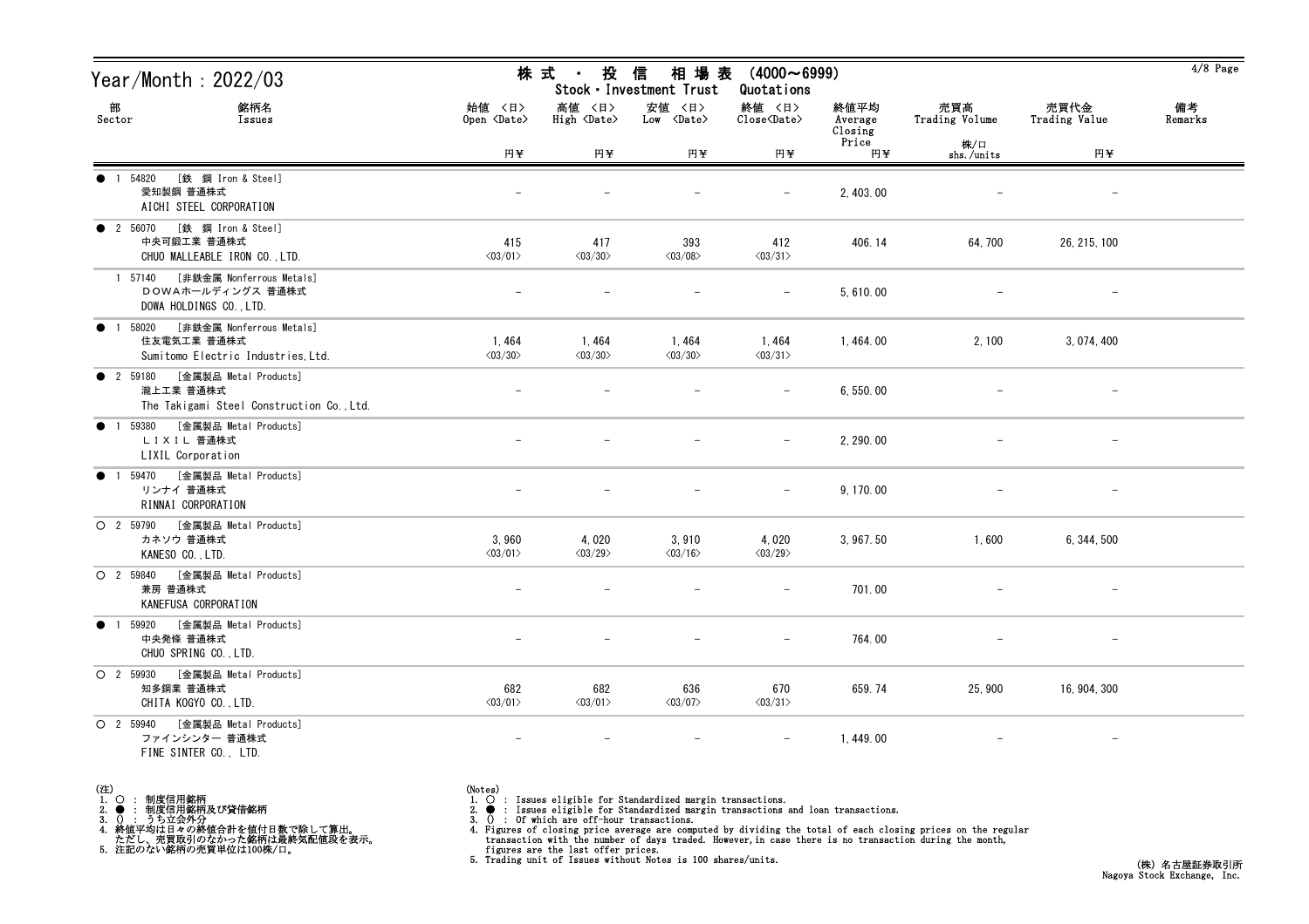# Year/Month : 2022/03

## 株式 ・ 投信 相場表 (4000～6999)
Stock・Investment Trust Quotations

| 部 Sector | 銘柄名 Issues | 始値 〈日〉 Open 〈Date〉 円¥ | 高値 〈日〉 High 〈Date〉 円¥ | 安値 〈日〉 Low 〈Date〉 円¥ | 終値 〈日〉 Close〈Date〉 円¥ | 終値平均 Average Closing Price 円¥ | 売買高 Trading Volume 株/口 shs./units | 売買代金 Trading Value 円¥ | 備考 Remarks |
|---|---|---|---|---|---|---|---|---|---|
| ● 1 | 54820 [鉄 鋼 Iron & Steel] 愛知製鋼 普通株式 AICHI STEEL CORPORATION | － | － | － | － | 2,403.00 | － | － | |
| ● 2 | 56070 [鉄 鋼 Iron & Steel] 中央可鍛工業 普通株式 CHUO MALLEABLE IRON CO.,LTD. | 415 〈03/01〉 | 417 〈03/30〉 | 393 〈03/08〉 | 412 〈03/31〉 | 406.14 | 64,700 | 26,215,100 | |
| 1 | 57140 [非鉄金属 Nonferrous Metals] ＤＯＷＡホールディングス 普通株式 DOWA HOLDINGS CO.,LTD. | － | － | － | － | 5,610.00 | － | － | |
| ● 1 | 58020 [非鉄金属 Nonferrous Metals] 住友電気工業 普通株式 Sumitomo Electric Industries,Ltd. | 1,464 〈03/30〉 | 1,464 〈03/30〉 | 1,464 〈03/30〉 | 1,464 〈03/31〉 | 1,464.00 | 2,100 | 3,074,400 | |
| ● 2 | 59180 [金属製品 Metal Products] 瀧上工業 普通株式 The Takigami Steel Construction Co.,Ltd. | － | － | － | － | 6,550.00 | － | － | |
| ● 1 | 59380 [金属製品 Metal Products] ＬＩＸＩＬ 普通株式 LIXIL Corporation | － | － | － | － | 2,290.00 | － | － | |
| ● 1 | 59470 [金属製品 Metal Products] リンナイ 普通株式 RINNAI CORPORATION | － | － | － | － | 9,170.00 | － | － | |
| ○ 2 | 59790 [金属製品 Metal Products] カネソウ 普通株式 KANESO CO.,LTD. | 3,960 〈03/01〉 | 4,020 〈03/29〉 | 3,910 〈03/16〉 | 4,020 〈03/29〉 | 3,967.50 | 1,600 | 6,344,500 | |
| ○ 2 | 59840 [金属製品 Metal Products] 兼房 普通株式 KANEFUSA CORPORATION | － | － | － | － | 701.00 | － | － | |
| ● 1 | 59920 [金属製品 Metal Products] 中央発條 普通株式 CHUO SPRING CO.,LTD. | － | － | － | － | 764.00 | － | － | |
| ○ 2 | 59930 [金属製品 Metal Products] 知多鋼業 普通株式 CHITA KOGYO CO.,LTD. | 682 〈03/01〉 | 682 〈03/01〉 | 636 〈03/07〉 | 670 〈03/31〉 | 659.74 | 25,900 | 16,904,300 | |
| ○ 2 | 59940 [金属製品 Metal Products] ファインシンター 普通株式 FINE SINTER CO., LTD. | － | － | － | － | 1,449.00 | － | － | |

(注)
1. ○ : 制度信用銘柄
2. ● : 制度信用銘柄及び貸借銘柄
3. () : うち立会外分
4. 終値平均は日々の終値合計を値付日数で除して算出。
   ただし、売買取引のなかった銘柄は最終気配値段を表示。
5. 注記のない銘柄の売買単位は100株/口。

(Notes)
1. ○ : Issues eligible for Standardized margin transactions.
2. ● : Issues eligible for Standardized margin transactions and loan transactions.
3. () : Of which are off-hour transactions.
4. Figures of closing price average are computed by dividing the total of each closing prices on the regular transaction with the number of days traded. However, in case there is no transaction during the month, figures are the last offer prices.
5. Trading unit of Issues without Notes is 100 shares/units.

(株) 名古屋証券取引所
Nagoya Stock Exchange, Inc.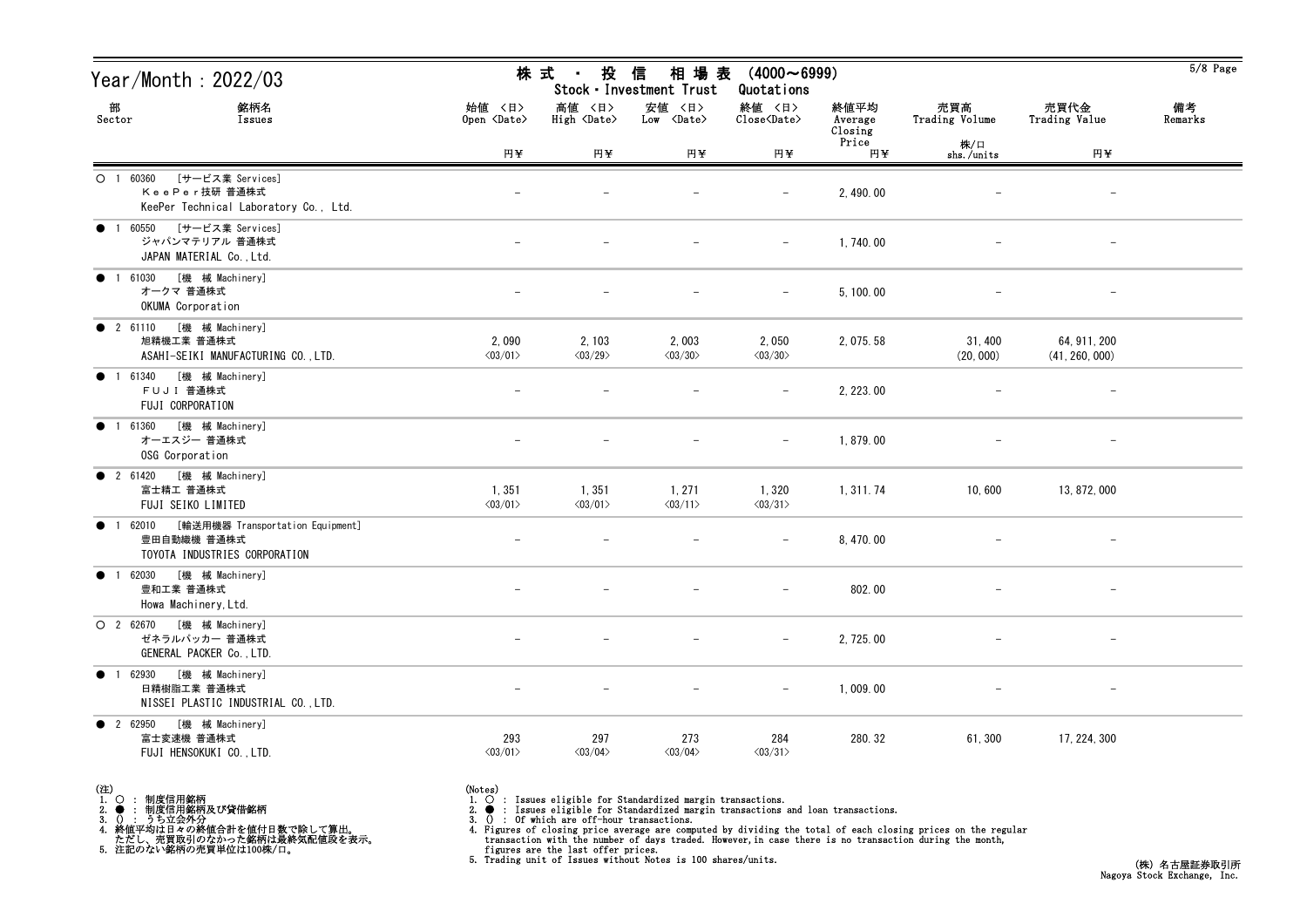Year/Month : 2022/03

# 株式・投信 相場表 (4000～6999)
Stock・Investment Trust Quotations

| 部 Sector | 銘柄名 Issues | 始値 〈日〉 Open 〈Date〉 円¥ | 高値 〈日〉 High 〈Date〉 円¥ | 安値 〈日〉 Low 〈Date〉 円¥ | 終値 〈日〉 Close〈Date〉 円¥ | 終値平均 Average Closing Price 円¥ | 売買高 Trading Volume 株/口 shs./units | 売買代金 Trading Value 円¥ | 備考 Remarks |
|---|---|---|---|---|---|---|---|---|---|
| ○ 1 | 60360 [サービス業 Services] ＫｅｅＰｅｒ技研 普通株式 KeePer Technical Laboratory Co., Ltd. | － | － | － | － | 2,490.00 | － | － | |
| ● 1 | 60550 [サービス業 Services] ジャパンマテリアル 普通株式 JAPAN MATERIAL Co.,Ltd. | － | － | － | － | 1,740.00 | － | － | |
| ● 1 | 61030 [機 械 Machinery] オークマ 普通株式 OKUMA Corporation | － | － | － | － | 5,100.00 | － | － | |
| ● 2 | 61110 [機 械 Machinery] 旭精機工業 普通株式 ASAHI-SEIKI MANUFACTURING CO.,LTD. | 2,090 〈03/01〉 | 2,103 〈03/29〉 | 2,003 〈03/30〉 | 2,050 〈03/30〉 | 2,075.58 | 31,400 (20,000) | 64,911,200 (41,260,000) | |
| ● 1 | 61340 [機 械 Machinery] ＦＵＪＩ 普通株式 FUJI CORPORATION | － | － | － | － | 2,223.00 | － | － | |
| ● 1 | 61360 [機 械 Machinery] オーエスジー 普通株式 OSG Corporation | － | － | － | － | 1,879.00 | － | － | |
| ● 2 | 61420 [機 械 Machinery] 富士精工 普通株式 FUJI SEIKO LIMITED | 1,351 〈03/01〉 | 1,351 〈03/01〉 | 1,271 〈03/11〉 | 1,320 〈03/31〉 | 1,311.74 | 10,600 | 13,872,000 | |
| ● 1 | 62010 [輸送用機器 Transportation Equipment] 豊田自動織機 普通株式 TOYOTA INDUSTRIES CORPORATION | － | － | － | － | 8,470.00 | － | － | |
| ● 1 | 62030 [機 械 Machinery] 豊和工業 普通株式 Howa Machinery,Ltd. | － | － | － | － | 802.00 | － | － | |
| ○ 2 | 62670 [機 械 Machinery] ゼネラルパッカー 普通株式 GENERAL PACKER Co.,LTD. | － | － | － | － | 2,725.00 | － | － | |
| ● 1 | 62930 [機 械 Machinery] 日精樹脂工業 普通株式 NISSEI PLASTIC INDUSTRIAL CO.,LTD. | － | － | － | － | 1,009.00 | － | － | |
| ● 2 | 62950 [機 械 Machinery] 富士変速機 普通株式 FUJI HENSOKUKI CO.,LTD. | 293 〈03/01〉 | 297 〈03/04〉 | 273 〈03/04〉 | 284 〈03/31〉 | 280.32 | 61,300 | 17,224,300 | |

(注)
1. ○ : 制度信用銘柄
2. ● : 制度信用銘柄及び貸借銘柄
3. () : うち立会外分
4. 終値平均は日々の終値合計を値付日数で除して算出。
   ただし、売買取引のなかった銘柄は最終気配値段を表示。
5. 注記のない銘柄の売買単位は100株/口。

(Notes)
1. ○ : Issues eligible for Standardized margin transactions.
2. ● : Issues eligible for Standardized margin transactions and loan transactions.
3. () : Of which are off-hour transactions.
4. Figures of closing price average are computed by dividing the total of each closing prices on the regular transaction with the number of days traded. However,in case there is no transaction during the month, figures are the last offer prices.
5. Trading unit of Issues without Notes is 100 shares/units.

(株) 名古屋証券取引所
Nagoya Stock Exchange, Inc.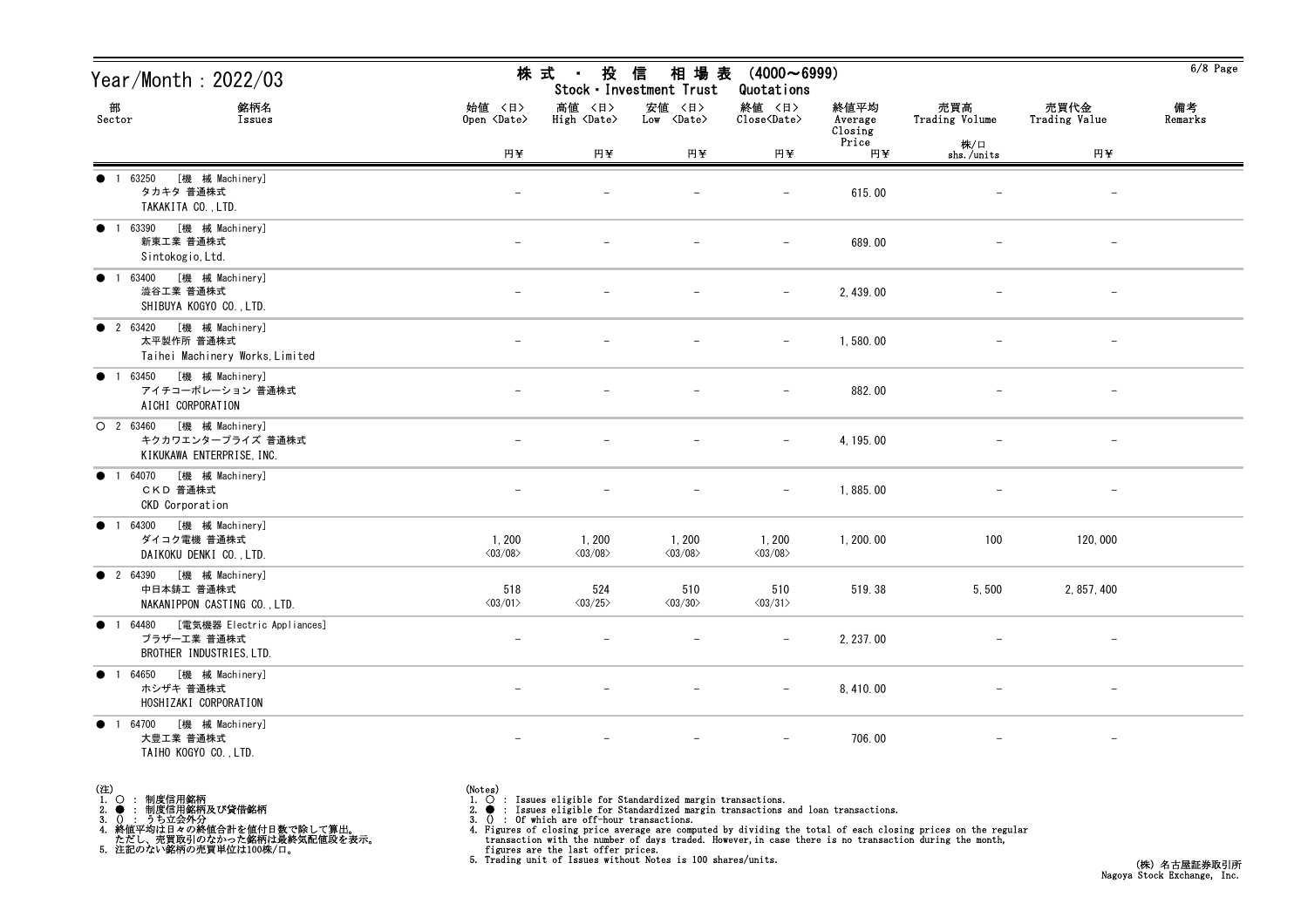# Year/Month : 2022/03

## 株式・投信　相場表　(4000～6999)
## Stock・Investment Trust　Quotations

| 部 Sector | 銘柄名 Issues | 始値 <日> Open <Date> 円¥ | 高値 <日> High <Date> 円¥ | 安値 <日> Low <Date> 円¥ | 終値 <日> Close<Date> 円¥ | 終値平均 Average Closing Price 円¥ | 売買高 Trading Volume 株/口 shs./units | 売買代金 Trading Value 円¥ | 備考 Remarks |
|---|---|---|---|---|---|---|---|---|---|
| ● 1 | 63250 [機 械 Machinery] タカキタ 普通株式 TAKAKITA CO.,LTD. | － | － | － | － | 615.00 | － | － | |
| ● 1 | 63390 [機 械 Machinery] 新東工業 普通株式 Sintokogio,Ltd. | － | － | － | － | 689.00 | － | － | |
| ● 1 | 63400 [機 械 Machinery] 澁谷工業 普通株式 SHIBUYA KOGYO CO.,LTD. | － | － | － | － | 2,439.00 | － | － | |
| ● 2 | 63420 [機 械 Machinery] 太平製作所 普通株式 Taihei Machinery Works,Limited | － | － | － | － | 1,580.00 | － | － | |
| ● 1 | 63450 [機 械 Machinery] アイチコーポレーション 普通株式 AICHI CORPORATION | － | － | － | － | 882.00 | － | － | |
| ○ 2 | 63460 [機 械 Machinery] キクカワエンタープライズ 普通株式 KIKUKAWA ENTERPRISE,INC. | － | － | － | － | 4,195.00 | － | － | |
| ● 1 | 64070 [機 械 Machinery] ＣＫＤ 普通株式 CKD Corporation | － | － | － | － | 1,885.00 | － | － | |
| ● 1 | 64300 [機 械 Machinery] ダイコク電機 普通株式 DAIKOKU DENKI CO.,LTD. | 1,200 <03/08> | 1,200 <03/08> | 1,200 <03/08> | 1,200 <03/08> | 1,200.00 | 100 | 120,000 | |
| ● 2 | 64390 [機 械 Machinery] 中日本鋳工 普通株式 NAKANIPPON CASTING CO.,LTD. | 518 <03/01> | 524 <03/25> | 510 <03/30> | 510 <03/31> | 519.38 | 5,500 | 2,857,400 | |
| ● 1 | 64480 [電気機器 Electric Appliances] ブラザー工業 普通株式 BROTHER INDUSTRIES,LTD. | － | － | － | － | 2,237.00 | － | － | |
| ● 1 | 64650 [機 械 Machinery] ホシザキ 普通株式 HOSHIZAKI CORPORATION | － | － | － | － | 8,410.00 | － | － | |
| ● 1 | 64700 [機 械 Machinery] 大豊工業 普通株式 TAIHO KOGYO CO.,LTD. | － | － | － | － | 706.00 | － | － | |

(注)
1. ○ : 制度信用銘柄
2. ● : 制度信用銘柄及び貸借銘柄
3. () : うち立会外分
4. 終値平均は日々の終値合計を値付日数で除して算出。
   ただし、売買取引のなかった銘柄は最終気配値段を表示。
5. 注記のない銘柄の売買単位は100株/口。

(Notes)
1. ○ : Issues eligible for Standardized margin transactions.
2. ● : Issues eligible for Standardized margin transactions and loan transactions.
3. () : Of which are off-hour transactions.
4. Figures of closing price average are computed by dividing the total of each closing prices on the regular transaction with the number of days traded. However, in case there is no transaction during the month, figures are the last offer prices.
5. Trading unit of Issues without Notes is 100 shares/units.

(株) 名古屋証券取引所
Nagoya Stock Exchange, Inc.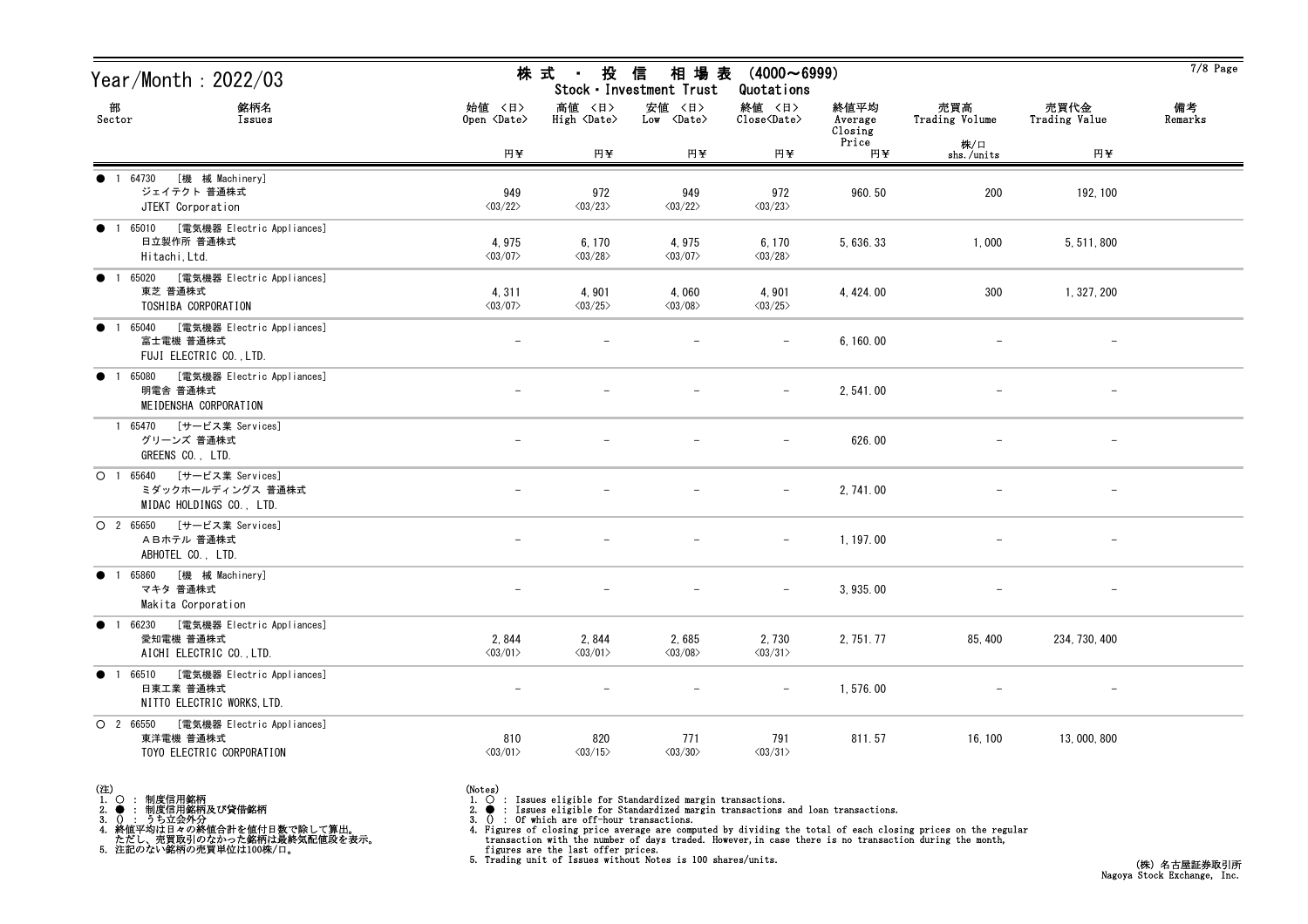# Year/Month : 2022/03

## 株式 ・ 投信 相場表 (4000～6999)
Stock・Investment Trust Quotations

| 部 Sector | 銘柄名 Issues | 始値 <日> Open <Date> 円¥ | 高値 <日> High <Date> 円¥ | 安値 <日> Low <Date> 円¥ | 終値 <日> Close<Date> 円¥ | 終値平均 Average Closing Price 円¥ | 売買高 Trading Volume 株/口 shs./units | 売買代金 Trading Value 円¥ | 備考 Remarks |
|---|---|---|---|---|---|---|---|---|---|
| ● 1 | 64730 [機 械 Machinery] ジェイテクト 普通株式 JTEKT Corporation | 949 <03/22> | 972 <03/23> | 949 <03/22> | 972 <03/23> | 960.50 | 200 | 192,100 | |
| ● 1 | 65010 [電気機器 Electric Appliances] 日立製作所 普通株式 Hitachi,Ltd. | 4,975 <03/07> | 6,170 <03/28> | 4,975 <03/07> | 6,170 <03/28> | 5,636.33 | 1,000 | 5,511,800 | |
| ● 1 | 65020 [電気機器 Electric Appliances] 東芝 普通株式 TOSHIBA CORPORATION | 4,311 <03/07> | 4,901 <03/25> | 4,060 <03/08> | 4,901 <03/25> | 4,424.00 | 300 | 1,327,200 | |
| ● 1 | 65040 [電気機器 Electric Appliances] 富士電機 普通株式 FUJI ELECTRIC CO.,LTD. | - | - | - | - | 6,160.00 | - | - | |
| ● 1 | 65080 [電気機器 Electric Appliances] 明電舎 普通株式 MEIDENSHA CORPORATION | - | - | - | - | 2,541.00 | - | - | |
| 1 | 65470 [サービス業 Services] グリーンズ 普通株式 GREENS CO., LTD. | - | - | - | - | 626.00 | - | - | |
| ○ 1 | 65640 [サービス業 Services] ミダックホールディングス 普通株式 MIDAC HOLDINGS CO., LTD. | - | - | - | - | 2,741.00 | - | - | |
| ○ 2 | 65650 [サービス業 Services] ＡＢホテル 普通株式 ABHOTEL CO., LTD. | - | - | - | - | 1,197.00 | - | - | |
| ● 1 | 65860 [機 械 Machinery] マキタ 普通株式 Makita Corporation | - | - | - | - | 3,935.00 | - | - | |
| ● 1 | 66230 [電気機器 Electric Appliances] 愛知電機 普通株式 AICHI ELECTRIC CO.,LTD. | 2,844 <03/01> | 2,844 <03/01> | 2,685 <03/08> | 2,730 <03/31> | 2,751.77 | 85,400 | 234,730,400 | |
| ● 1 | 66510 [電気機器 Electric Appliances] 日東工業 普通株式 NITTO ELECTRIC WORKS,LTD. | - | - | - | - | 1,576.00 | - | - | |
| ○ 2 | 66550 [電気機器 Electric Appliances] 東洋電機 普通株式 TOYO ELECTRIC CORPORATION | 810 <03/01> | 820 <03/15> | 771 <03/30> | 791 <03/31> | 811.57 | 16,100 | 13,000,800 | |

(注)
1. ○ : 制度信用銘柄
2. ● : 制度信用銘柄及び貸借銘柄
3. () : うち立会外分
4. 終値平均は日々の終値合計を値付日数で除して算出。
   ただし、売買取引のなかった銘柄は最終気配値段を表示。
5. 注記のない銘柄の売買単位は100株/口。

(Notes)
1. ○ : Issues eligible for Standardized margin transactions.
2. ● : Issues eligible for Standardized margin transactions and loan transactions.
3. () : Of which are off-hour transactions.
4. Figures of closing price average are computed by dividing the total of each closing prices on the regular transaction with the number of days traded. However,in case there is no transaction during the month, figures are the last offer prices.
5. Trading unit of Issues without Notes is 100 shares/units.

(株) 名古屋証券取引所
Nagoya Stock Exchange, Inc.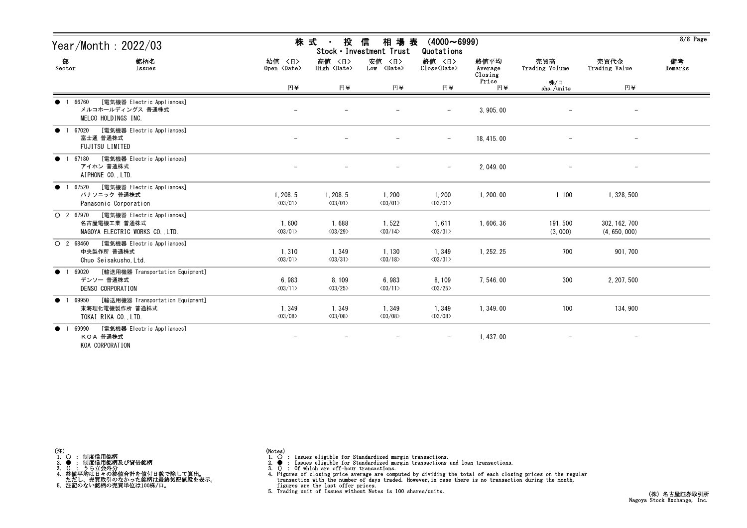# Year/Month : 2022/03

## 株 式 ・ 投 信 相 場 表 (4000～6999)
## Stock・Investment Trust Quotations

| 部 Sector | 銘柄名 Issues | 始値 〈日〉 Open 〈Date〉 円¥ | 高値 〈日〉 High 〈Date〉 円¥ | 安値 〈日〉 Low 〈Date〉 円¥ | 終値 〈日〉 Close〈Date〉 円¥ | 終値平均 Average Closing Price 円¥ | 売買高 Trading Volume 株/口 shs./units | 売買代金 Trading Value 円¥ | 備考 Remarks |
|---|---|---|---|---|---|---|---|---|---|
| ● 1 | 66760 [電気機器 Electric Appliances] メルコホールディングス 普通株式 MELCO HOLDINGS INC. | － | － | － | － | 3,905.00 | － | － | |
| ● 1 | 67020 [電気機器 Electric Appliances] 富士通 普通株式 FUJITSU LIMITED | － | － | － | － | 18,415.00 | － | － | |
| ● 1 | 67180 [電気機器 Electric Appliances] アイホン 普通株式 AIPHONE CO.,LTD. | － | － | － | － | 2,049.00 | － | － | |
| ● 1 | 67520 [電気機器 Electric Appliances] パナソニック 普通株式 Panasonic Corporation | 1,208.5 〈03/01〉 | 1,208.5 〈03/01〉 | 1,200 〈03/01〉 | 1,200 〈03/01〉 | 1,200.00 | 1,100 | 1,328,500 | |
| ○ 2 | 67970 [電気機器 Electric Appliances] 名古屋電機工業 普通株式 NAGOYA ELECTRIC WORKS CO.,LTD. | 1,600 〈03/01〉 | 1,688 〈03/29〉 | 1,522 〈03/14〉 | 1,611 〈03/31〉 | 1,606.36 | 191,500 (3,000) | 302,162,700 (4,650,000) | |
| ○ 2 | 68460 [電気機器 Electric Appliances] 中央製作所 普通株式 Chuo Seisakusho,Ltd. | 1,310 〈03/01〉 | 1,349 〈03/31〉 | 1,130 〈03/18〉 | 1,349 〈03/31〉 | 1,252.25 | 700 | 901,700 | |
| ● 1 | 69020 [輸送用機器 Transportation Equipment] デンソー 普通株式 DENSO CORPORATION | 6,983 〈03/11〉 | 8,109 〈03/25〉 | 6,983 〈03/11〉 | 8,109 〈03/25〉 | 7,546.00 | 300 | 2,207,500 | |
| ● 1 | 69950 [輸送用機器 Transportation Equipment] 東海理化電機製作所 普通株式 TOKAI RIKA CO.,LTD. | 1,349 〈03/08〉 | 1,349 〈03/08〉 | 1,349 〈03/08〉 | 1,349 〈03/08〉 | 1,349.00 | 100 | 134,900 | |
| ● 1 | 69990 [電気機器 Electric Appliances] ＫＯＡ 普通株式 KOA CORPORATION | － | － | － | － | 1,437.00 | － | － | |

(注)
1. ○ : 制度信用銘柄
2. ● : 制度信用銘柄及び貸借銘柄
3. () : うち立会外分
4. 終値平均は日々の終値合計を値付日数で除して算出。
   ただし、売買取引のなかった銘柄は最終気配値段を表示。
5. 注記のない銘柄の売買単位は100株/口。

(Notes)
1. ○ : Issues eligible for Standardized margin transactions.
2. ● : Issues eligible for Standardized margin transactions and loan transactions.
3. () : Of which are off-hour transactions.
4. Figures of closing price average are computed by dividing the total of each closing prices on the regular transaction with the number of days traded. However, in case there is no transaction during the month, figures are the last offer prices.
5. Trading unit of Issues without Notes is 100 shares/units.

(株) 名古屋証券取引所
Nagoya Stock Exchange, Inc.